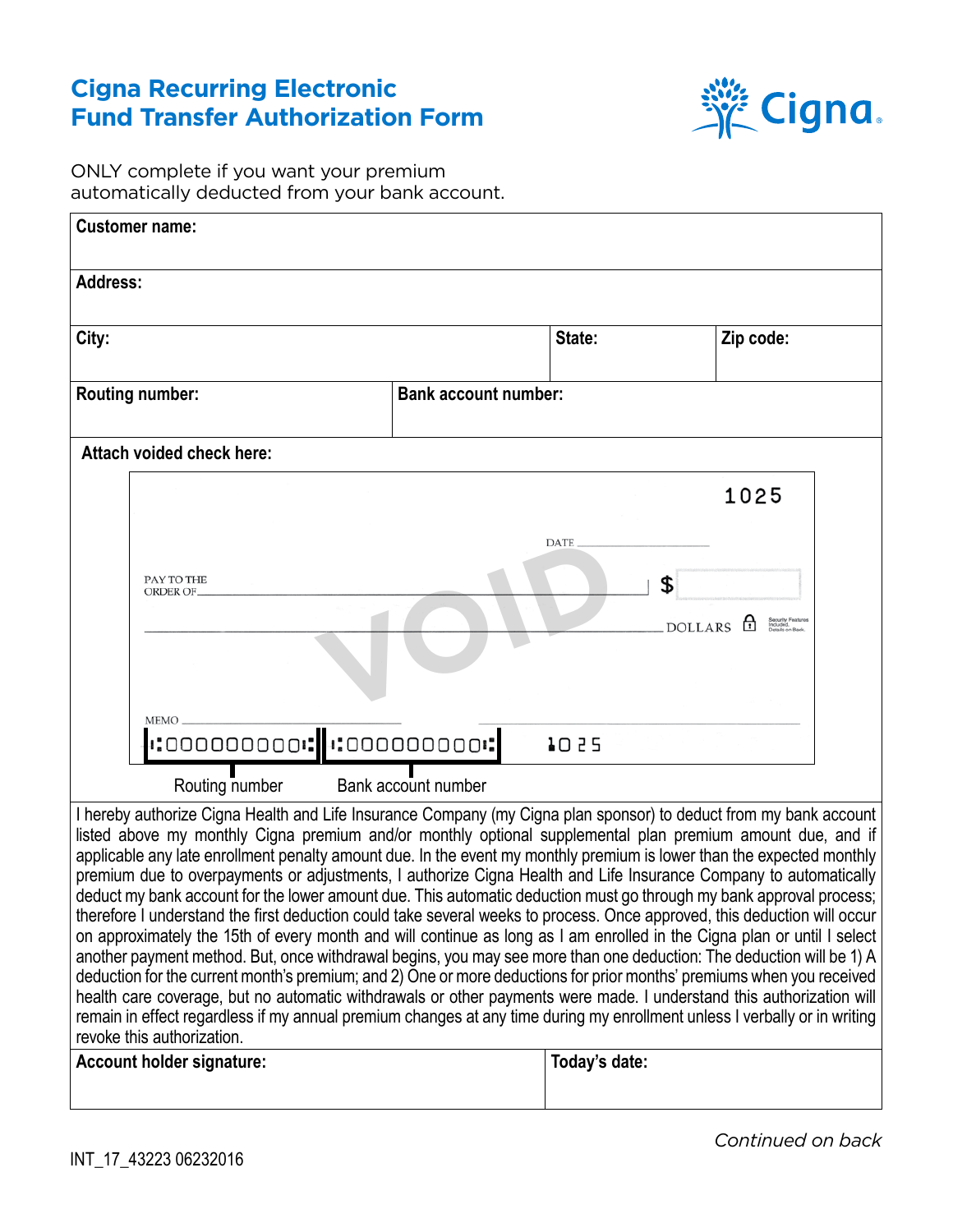# Cigna Recurring Electronic Fund Transfer Authorization Form

ONLY complete if you want your premium automatically deducted from your bank account.

| **Customer name:** | | | |
|---|---|---|---|
| **Address:** | | | |
| **City:** | | **State:** | **Zip code:** |
| **Routing number:** | **Bank account number:** | | |

**Attach voided check here:**

1025

DATE

PAY TO THE ORDER OF $

DOLLARS

MEMO

⑆000000000⑆ ⑆000000000⑈ 1025

Routing number | Bank account number

I hereby authorize Cigna Health and Life Insurance Company (my Cigna plan sponsor) to deduct from my bank account listed above my monthly Cigna premium and/or monthly optional supplemental plan premium amount due, and if applicable any late enrollment penalty amount due. In the event my monthly premium is lower than the expected monthly premium due to overpayments or adjustments, I authorize Cigna Health and Life Insurance Company to automatically deduct my bank account for the lower amount due. This automatic deduction must go through my bank approval process; therefore I understand the first deduction could take several weeks to process. Once approved, this deduction will occur on approximately the 15th of every month and will continue as long as I am enrolled in the Cigna plan or until I select another payment method. But, once withdrawal begins, you may see more than one deduction: The deduction will be 1) A deduction for the current month's premium; and 2) One or more deductions for prior months' premiums when you received health care coverage, but no automatic withdrawals or other payments were made. I understand this authorization will remain in effect regardless if my annual premium changes at any time during my enrollment unless I verbally or in writing revoke this authorization.

| **Account holder signature:** | **Today's date:** |
|---|---|
| | |

*Continued on back*

INT_17_43223 06232016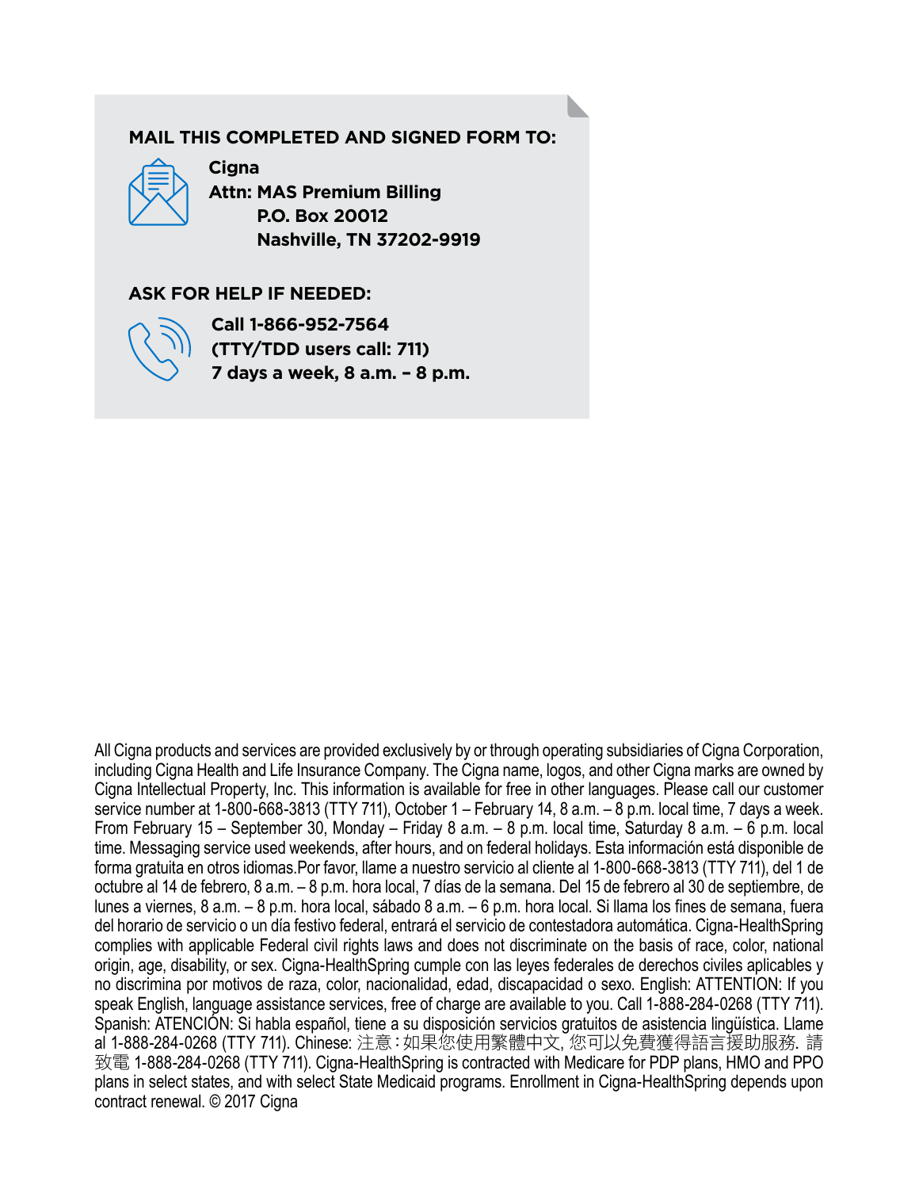**MAIL THIS COMPLETED AND SIGNED FORM TO:**

**Cigna**
**Attn: MAS Premium Billing**
**P.O. Box 20012**
**Nashville, TN 37202-9919**

**ASK FOR HELP IF NEEDED:**

**Call 1-866-952-7564**
**(TTY/TDD users call: 711)**
**7 days a week, 8 a.m. – 8 p.m.**

All Cigna products and services are provided exclusively by or through operating subsidiaries of Cigna Corporation, including Cigna Health and Life Insurance Company. The Cigna name, logos, and other Cigna marks are owned by Cigna Intellectual Property, Inc. This information is available for free in other languages. Please call our customer service number at 1-800-668-3813 (TTY 711), October 1 – February 14, 8 a.m. – 8 p.m. local time, 7 days a week. From February 15 – September 30, Monday – Friday 8 a.m. – 8 p.m. local time, Saturday 8 a.m. – 6 p.m. local time. Messaging service used weekends, after hours, and on federal holidays. Esta información está disponible de forma gratuita en otros idiomas.Por favor, llame a nuestro servicio al cliente al 1-800-668-3813 (TTY 711), del 1 de octubre al 14 de febrero, 8 a.m. – 8 p.m. hora local, 7 días de la semana. Del 15 de febrero al 30 de septiembre, de lunes a viernes, 8 a.m. – 8 p.m. hora local, sábado 8 a.m. – 6 p.m. hora local. Si llama los fines de semana, fuera del horario de servicio o un día festivo federal, entrará el servicio de contestadora automática. Cigna-HealthSpring complies with applicable Federal civil rights laws and does not discriminate on the basis of race, color, national origin, age, disability, or sex. Cigna-HealthSpring cumple con las leyes federales de derechos civiles aplicables y no discrimina por motivos de raza, color, nacionalidad, edad, discapacidad o sexo. English: ATTENTION: If you speak English, language assistance services, free of charge are available to you. Call 1-888-284-0268 (TTY 711). Spanish: ATENCIÓN: Si habla español, tiene a su disposición servicios gratuitos de asistencia lingüística. Llame al 1-888-284-0268 (TTY 711). Chinese: 注意：如果您使用繁體中文, 您可以免費獲得語言援助服務. 請致電 1-888-284-0268 (TTY 711). Cigna-HealthSpring is contracted with Medicare for PDP plans, HMO and PPO plans in select states, and with select State Medicaid programs. Enrollment in Cigna-HealthSpring depends upon contract renewal. © 2017 Cigna